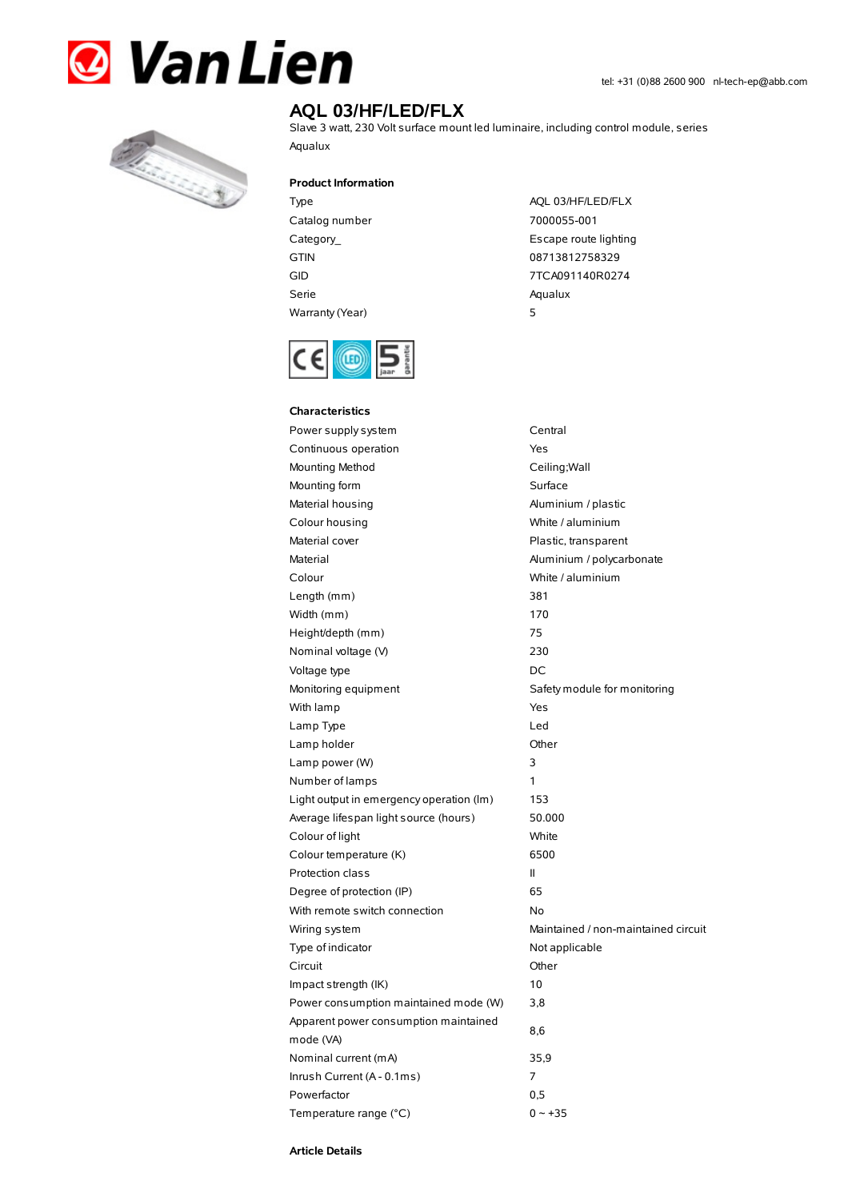Van Lien

tel: +31 (0)88 2600 900 nl-tech-ep@abb.com

# AQL 03/HF/LED/FLX

Slave 3 watt, 230 Volt surface mount led luminaire, including control module, series Aqualux

## Product Information

| | |
|---|---|
| Type | AQL 03/HF/LED/FLX |
| Catalog number | 7000055-001 |
| Category_ | Escape route lighting |
| GTIN | 08713812758329 |
| GID | 7TCA091140R0274 |
| Serie | Aqualux |
| Warranty (Year) | 5 |

## Characteristics

| | |
|---|---|
| Power supply system | Central |
| Continuous operation | Yes |
| Mounting Method | Ceiling;Wall |
| Mounting form | Surface |
| Material housing | Aluminium / plastic |
| Colour housing | White / aluminium |
| Material cover | Plastic, transparent |
| Material | Aluminium / polycarbonate |
| Colour | White / aluminium |
| Length (mm) | 381 |
| Width (mm) | 170 |
| Height/depth (mm) | 75 |
| Nominal voltage (V) | 230 |
| Voltage type | DC |
| Monitoring equipment | Safety module for monitoring |
| With lamp | Yes |
| Lamp Type | Led |
| Lamp holder | Other |
| Lamp power (W) | 3 |
| Number of lamps | 1 |
| Light output in emergency operation (lm) | 153 |
| Average lifespan light source (hours) | 50.000 |
| Colour of light | White |
| Colour temperature (K) | 6500 |
| Protection class | II |
| Degree of protection (IP) | 65 |
| With remote switch connection | No |
| Wiring system | Maintained / non-maintained circuit |
| Type of indicator | Not applicable |
| Circuit | Other |
| Impact strength (IK) | 10 |
| Power consumption maintained mode (W) | 3,8 |
| Apparent power consumption maintained mode (VA) | 8,6 |
| Nominal current (mA) | 35,9 |
| Inrush Current (A - 0.1ms) | 7 |
| Powerfactor | 0,5 |
| Temperature range (°C) | 0 ~ +35 |

## Article Details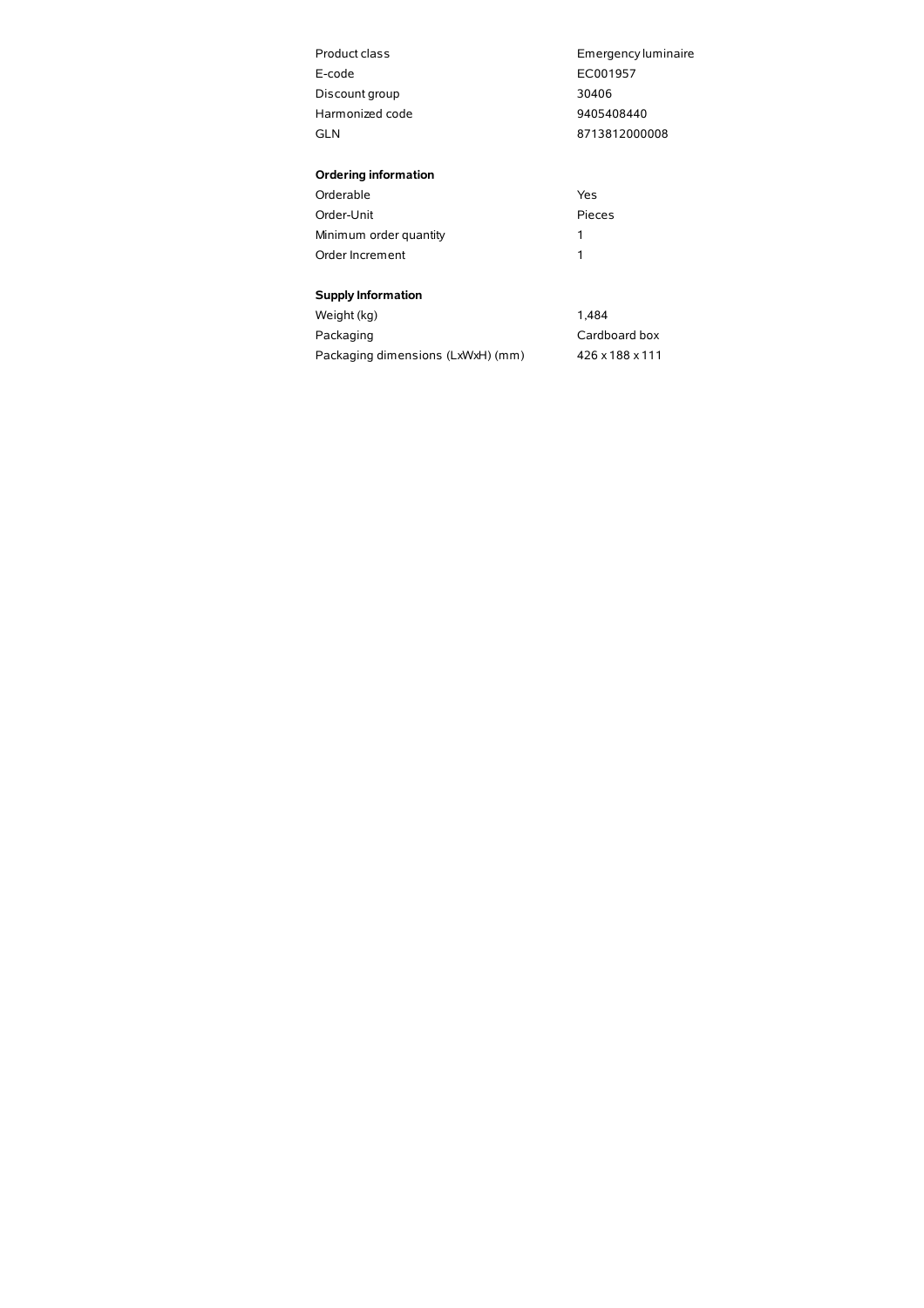| | |
|---|---|
| Product class | Emergency luminaire |
| E-code | EC001957 |
| Discount group | 30406 |
| Harmonized code | 9405408440 |
| GLN | 8713812000008 |

**Ordering information**

| | |
|---|---|
| Orderable | Yes |
| Order-Unit | Pieces |
| Minimum order quantity | 1 |
| Order Increment | 1 |

**Supply Information**

| | |
|---|---|
| Weight (kg) | 1,484 |
| Packaging | Cardboard box |
| Packaging dimensions (LxWxH) (mm) | 426 x 188 x 111 |